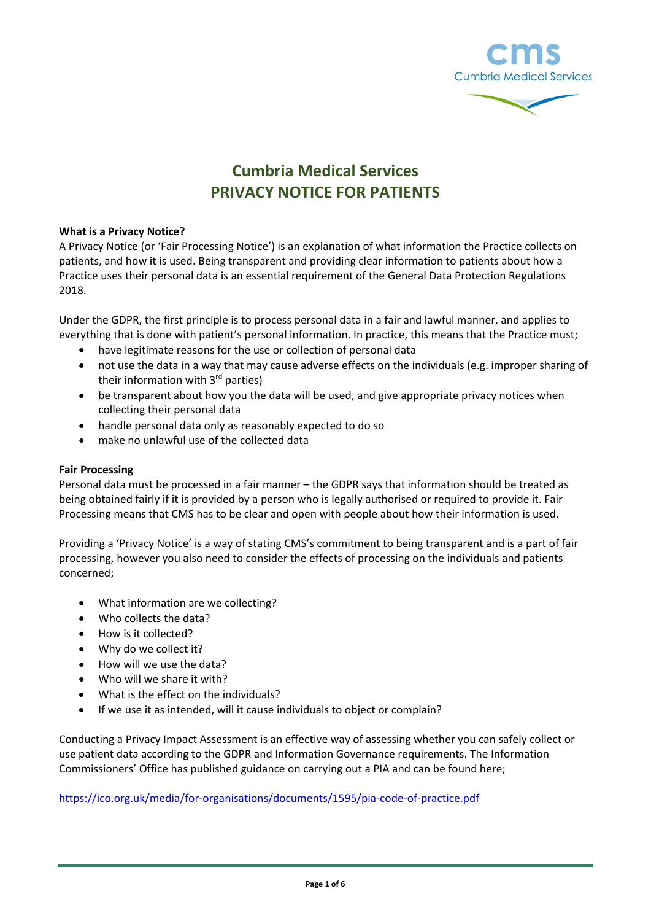# Cumbria Medical Services
# PRIVACY NOTICE FOR PATIENTS

**What is a Privacy Notice?**

A Privacy Notice (or 'Fair Processing Notice') is an explanation of what information the Practice collects on patients, and how it is used. Being transparent and providing clear information to patients about how a Practice uses their personal data is an essential requirement of the General Data Protection Regulations 2018.

Under the GDPR, the first principle is to process personal data in a fair and lawful manner, and applies to everything that is done with patient's personal information. In practice, this means that the Practice must;

- have legitimate reasons for the use or collection of personal data
- not use the data in a way that may cause adverse effects on the individuals (e.g. improper sharing of their information with 3rd parties)
- be transparent about how you the data will be used, and give appropriate privacy notices when collecting their personal data
- handle personal data only as reasonably expected to do so
- make no unlawful use of the collected data

**Fair Processing**

Personal data must be processed in a fair manner – the GDPR says that information should be treated as being obtained fairly if it is provided by a person who is legally authorised or required to provide it. Fair Processing means that CMS has to be clear and open with people about how their information is used.

Providing a 'Privacy Notice' is a way of stating CMS's commitment to being transparent and is a part of fair processing, however you also need to consider the effects of processing on the individuals and patients concerned;

- What information are we collecting?
- Who collects the data?
- How is it collected?
- Why do we collect it?
- How will we use the data?
- Who will we share it with?
- What is the effect on the individuals?
- If we use it as intended, will it cause individuals to object or complain?

Conducting a Privacy Impact Assessment is an effective way of assessing whether you can safely collect or use patient data according to the GDPR and Information Governance requirements. The Information Commissioners' Office has published guidance on carrying out a PIA and can be found here;

https://ico.org.uk/media/for-organisations/documents/1595/pia-code-of-practice.pdf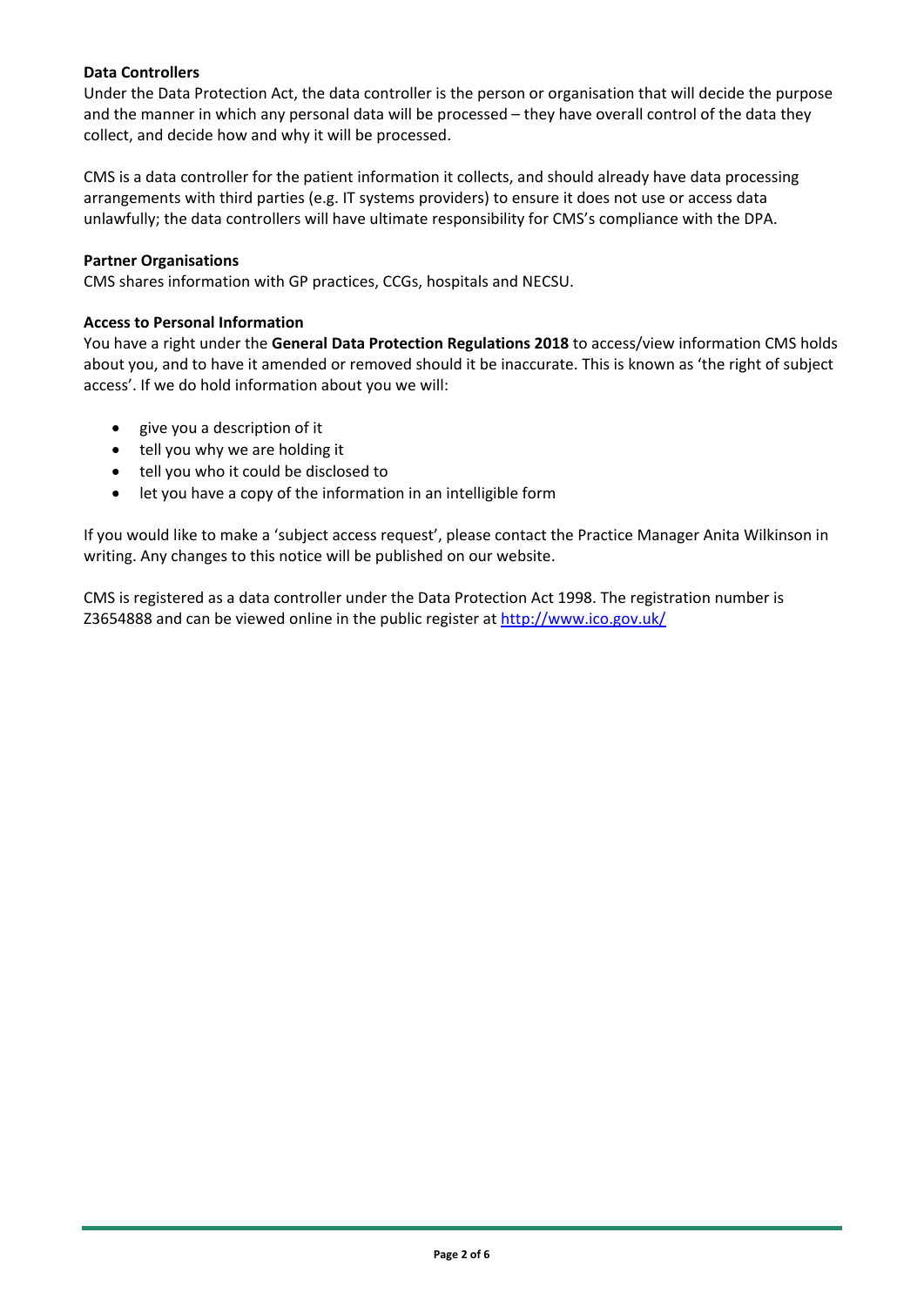**Data Controllers**

Under the Data Protection Act, the data controller is the person or organisation that will decide the purpose and the manner in which any personal data will be processed – they have overall control of the data they collect, and decide how and why it will be processed.

CMS is a data controller for the patient information it collects, and should already have data processing arrangements with third parties (e.g. IT systems providers) to ensure it does not use or access data unlawfully; the data controllers will have ultimate responsibility for CMS's compliance with the DPA.

**Partner Organisations**

CMS shares information with GP practices, CCGs, hospitals and NECSU.

**Access to Personal Information**

You have a right under the **General Data Protection Regulations 2018** to access/view information CMS holds about you, and to have it amended or removed should it be inaccurate. This is known as 'the right of subject access'. If we do hold information about you we will:

- give you a description of it
- tell you why we are holding it
- tell you who it could be disclosed to
- let you have a copy of the information in an intelligible form

If you would like to make a 'subject access request', please contact the Practice Manager Anita Wilkinson in writing. Any changes to this notice will be published on our website.

CMS is registered as a data controller under the Data Protection Act 1998. The registration number is Z3654888 and can be viewed online in the public register at [http://www.ico.gov.uk/](http://www.ico.gov.uk/)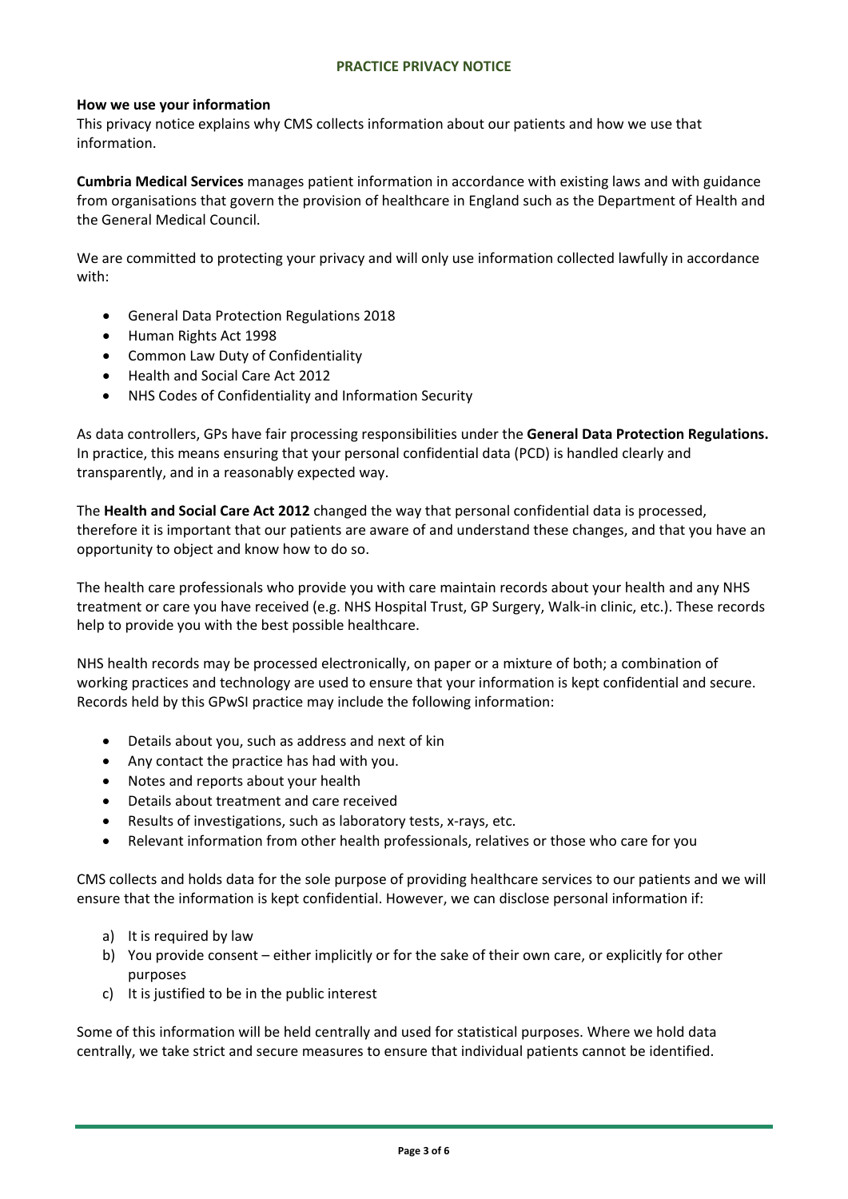# PRACTICE PRIVACY NOTICE

**How we use your information**
This privacy notice explains why CMS collects information about our patients and how we use that information.

**Cumbria Medical Services** manages patient information in accordance with existing laws and with guidance from organisations that govern the provision of healthcare in England such as the Department of Health and the General Medical Council.

We are committed to protecting your privacy and will only use information collected lawfully in accordance with:

- General Data Protection Regulations 2018
- Human Rights Act 1998
- Common Law Duty of Confidentiality
- Health and Social Care Act 2012
- NHS Codes of Confidentiality and Information Security

As data controllers, GPs have fair processing responsibilities under the **General Data Protection Regulations.** In practice, this means ensuring that your personal confidential data (PCD) is handled clearly and transparently, and in a reasonably expected way.

The **Health and Social Care Act 2012** changed the way that personal confidential data is processed, therefore it is important that our patients are aware of and understand these changes, and that you have an opportunity to object and know how to do so.

The health care professionals who provide you with care maintain records about your health and any NHS treatment or care you have received (e.g. NHS Hospital Trust, GP Surgery, Walk-in clinic, etc.). These records help to provide you with the best possible healthcare.

NHS health records may be processed electronically, on paper or a mixture of both; a combination of working practices and technology are used to ensure that your information is kept confidential and secure. Records held by this GPwSI practice may include the following information:

- Details about you, such as address and next of kin
- Any contact the practice has had with you.
- Notes and reports about your health
- Details about treatment and care received
- Results of investigations, such as laboratory tests, x-rays, etc.
- Relevant information from other health professionals, relatives or those who care for you

CMS collects and holds data for the sole purpose of providing healthcare services to our patients and we will ensure that the information is kept confidential. However, we can disclose personal information if:

a) It is required by law
b) You provide consent – either implicitly or for the sake of their own care, or explicitly for other purposes
c) It is justified to be in the public interest

Some of this information will be held centrally and used for statistical purposes. Where we hold data centrally, we take strict and secure measures to ensure that individual patients cannot be identified.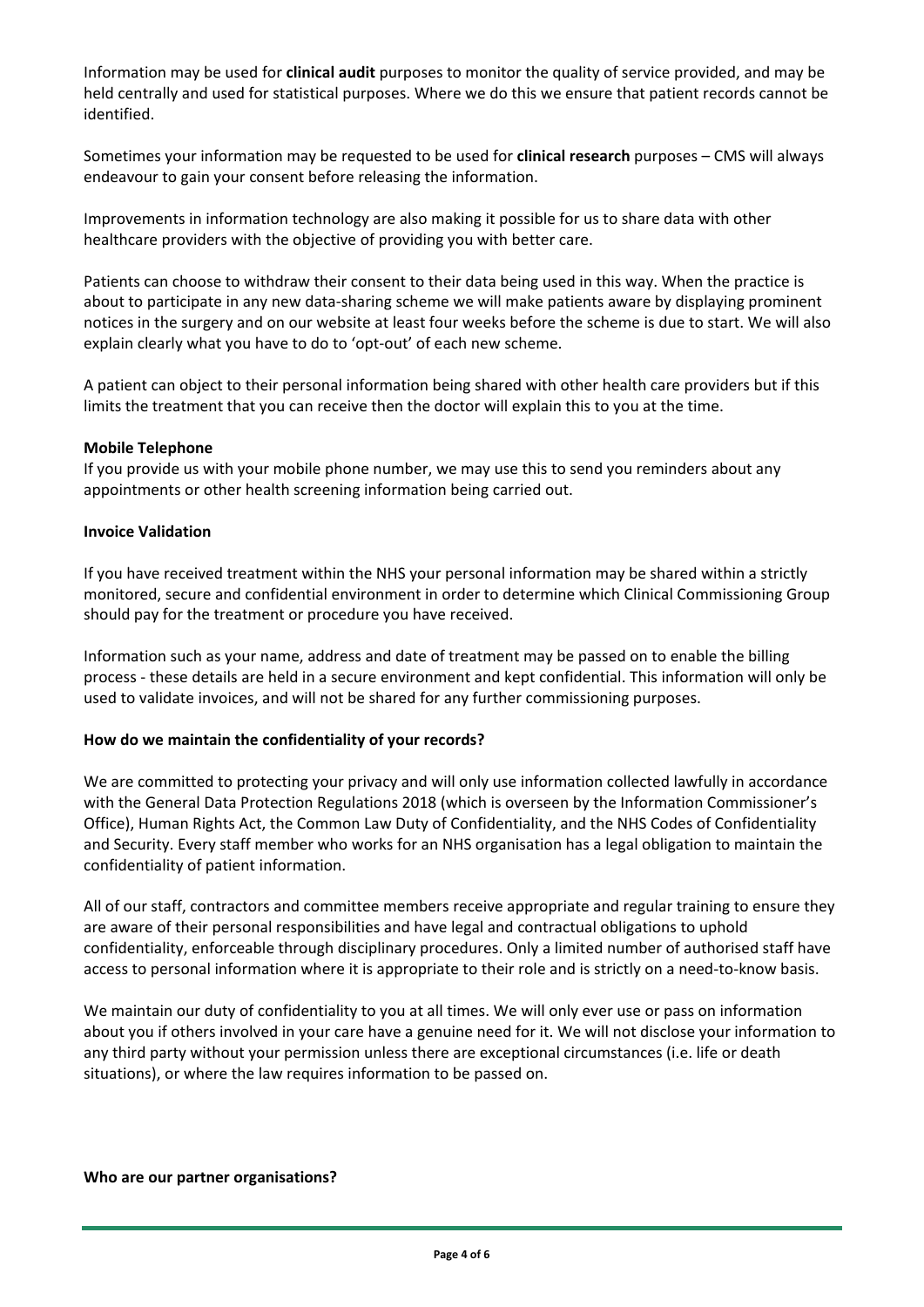Information may be used for **clinical audit** purposes to monitor the quality of service provided, and may be held centrally and used for statistical purposes. Where we do this we ensure that patient records cannot be identified.

Sometimes your information may be requested to be used for **clinical research** purposes – CMS will always endeavour to gain your consent before releasing the information.

Improvements in information technology are also making it possible for us to share data with other healthcare providers with the objective of providing you with better care.

Patients can choose to withdraw their consent to their data being used in this way. When the practice is about to participate in any new data-sharing scheme we will make patients aware by displaying prominent notices in the surgery and on our website at least four weeks before the scheme is due to start. We will also explain clearly what you have to do to 'opt-out' of each new scheme.

A patient can object to their personal information being shared with other health care providers but if this limits the treatment that you can receive then the doctor will explain this to you at the time.

**Mobile Telephone**

If you provide us with your mobile phone number, we may use this to send you reminders about any appointments or other health screening information being carried out.

**Invoice Validation**

If you have received treatment within the NHS your personal information may be shared within a strictly monitored, secure and confidential environment in order to determine which Clinical Commissioning Group should pay for the treatment or procedure you have received.

Information such as your name, address and date of treatment may be passed on to enable the billing process - these details are held in a secure environment and kept confidential. This information will only be used to validate invoices, and will not be shared for any further commissioning purposes.

**How do we maintain the confidentiality of your records?**

We are committed to protecting your privacy and will only use information collected lawfully in accordance with the General Data Protection Regulations 2018 (which is overseen by the Information Commissioner's Office), Human Rights Act, the Common Law Duty of Confidentiality, and the NHS Codes of Confidentiality and Security. Every staff member who works for an NHS organisation has a legal obligation to maintain the confidentiality of patient information.

All of our staff, contractors and committee members receive appropriate and regular training to ensure they are aware of their personal responsibilities and have legal and contractual obligations to uphold confidentiality, enforceable through disciplinary procedures. Only a limited number of authorised staff have access to personal information where it is appropriate to their role and is strictly on a need-to-know basis.

We maintain our duty of confidentiality to you at all times. We will only ever use or pass on information about you if others involved in your care have a genuine need for it. We will not disclose your information to any third party without your permission unless there are exceptional circumstances (i.e. life or death situations), or where the law requires information to be passed on.

**Who are our partner organisations?**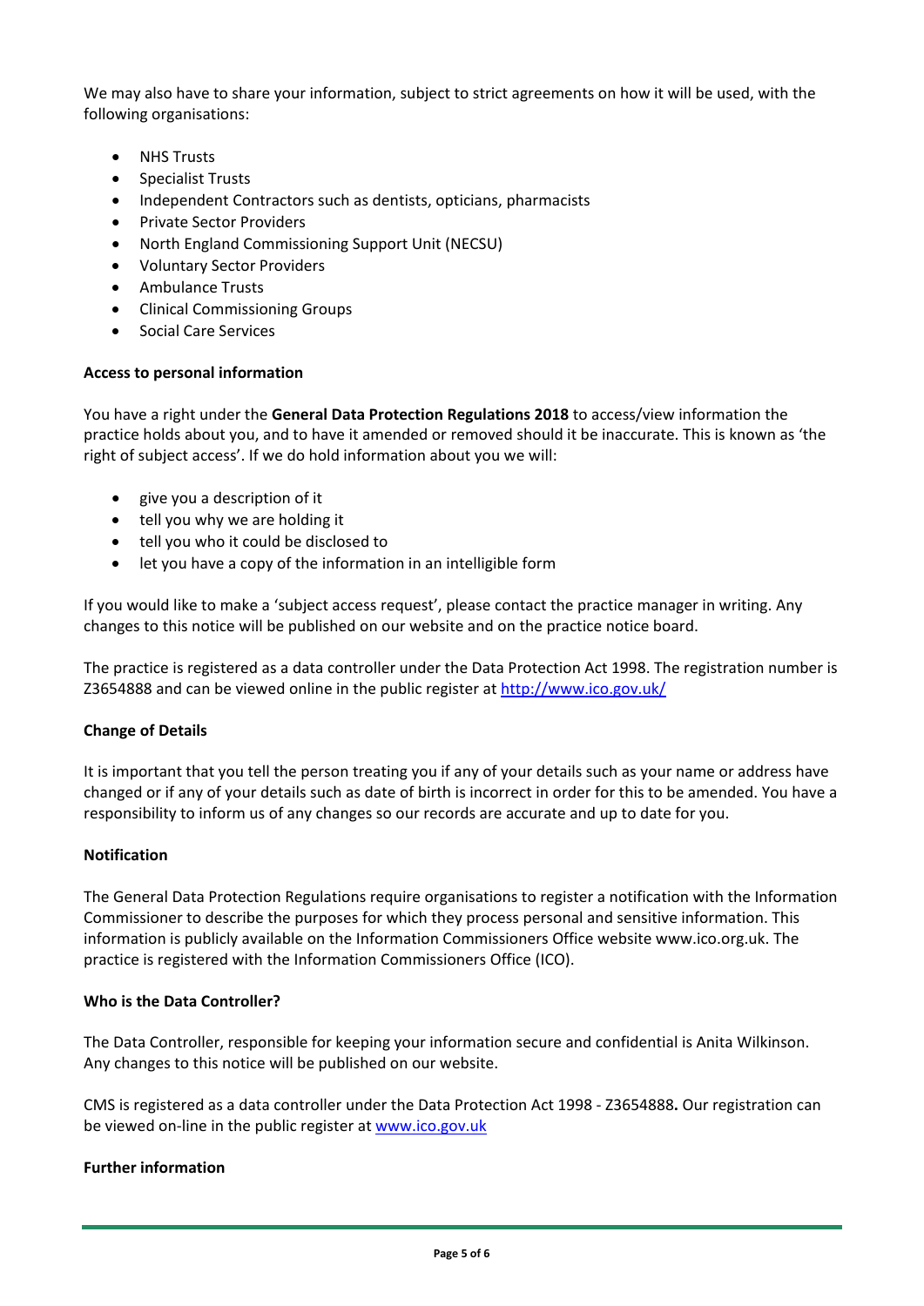We may also have to share your information, subject to strict agreements on how it will be used, with the following organisations:

- NHS Trusts
- Specialist Trusts
- Independent Contractors such as dentists, opticians, pharmacists
- Private Sector Providers
- North England Commissioning Support Unit (NECSU)
- Voluntary Sector Providers
- Ambulance Trusts
- Clinical Commissioning Groups
- Social Care Services

**Access to personal information**

You have a right under the **General Data Protection Regulations 2018** to access/view information the practice holds about you, and to have it amended or removed should it be inaccurate. This is known as 'the right of subject access'. If we do hold information about you we will:

- give you a description of it
- tell you why we are holding it
- tell you who it could be disclosed to
- let you have a copy of the information in an intelligible form

If you would like to make a 'subject access request', please contact the practice manager in writing. Any changes to this notice will be published on our website and on the practice notice board.

The practice is registered as a data controller under the Data Protection Act 1998. The registration number is Z3654888 and can be viewed online in the public register at [http://www.ico.gov.uk/](http://www.ico.gov.uk/)

**Change of Details**

It is important that you tell the person treating you if any of your details such as your name or address have changed or if any of your details such as date of birth is incorrect in order for this to be amended. You have a responsibility to inform us of any changes so our records are accurate and up to date for you.

**Notification**

The General Data Protection Regulations require organisations to register a notification with the Information Commissioner to describe the purposes for which they process personal and sensitive information. This information is publicly available on the Information Commissioners Office website www.ico.org.uk. The practice is registered with the Information Commissioners Office (ICO).

**Who is the Data Controller?**

The Data Controller, responsible for keeping your information secure and confidential is Anita Wilkinson. Any changes to this notice will be published on our website.

CMS is registered as a data controller under the Data Protection Act 1998 - Z3654888**.** Our registration can be viewed on-line in the public register at [www.ico.gov.uk](www.ico.gov.uk)

**Further information**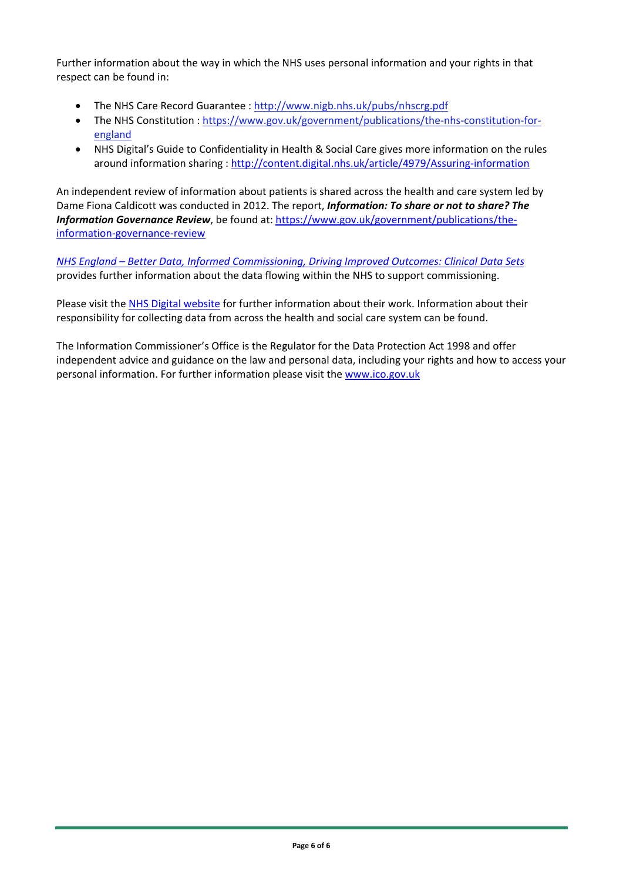Further information about the way in which the NHS uses personal information and your rights in that respect can be found in:

- The NHS Care Record Guarantee : http://www.nigb.nhs.uk/pubs/nhscrg.pdf
- The NHS Constitution : https://www.gov.uk/government/publications/the-nhs-constitution-for-england
- NHS Digital's Guide to Confidentiality in Health & Social Care gives more information on the rules around information sharing : http://content.digital.nhs.uk/article/4979/Assuring-information

An independent review of information about patients is shared across the health and care system led by Dame Fiona Caldicott was conducted in 2012. The report, ***Information: To share or not to share? The Information Governance Review***, be found at: https://www.gov.uk/government/publications/the-information-governance-review

*NHS England – Better Data, Informed Commissioning, Driving Improved Outcomes: Clinical Data Sets* provides further information about the data flowing within the NHS to support commissioning.

Please visit the NHS Digital website for further information about their work. Information about their responsibility for collecting data from across the health and social care system can be found.

The Information Commissioner's Office is the Regulator for the Data Protection Act 1998 and offer independent advice and guidance on the law and personal data, including your rights and how to access your personal information. For further information please visit the www.ico.gov.uk